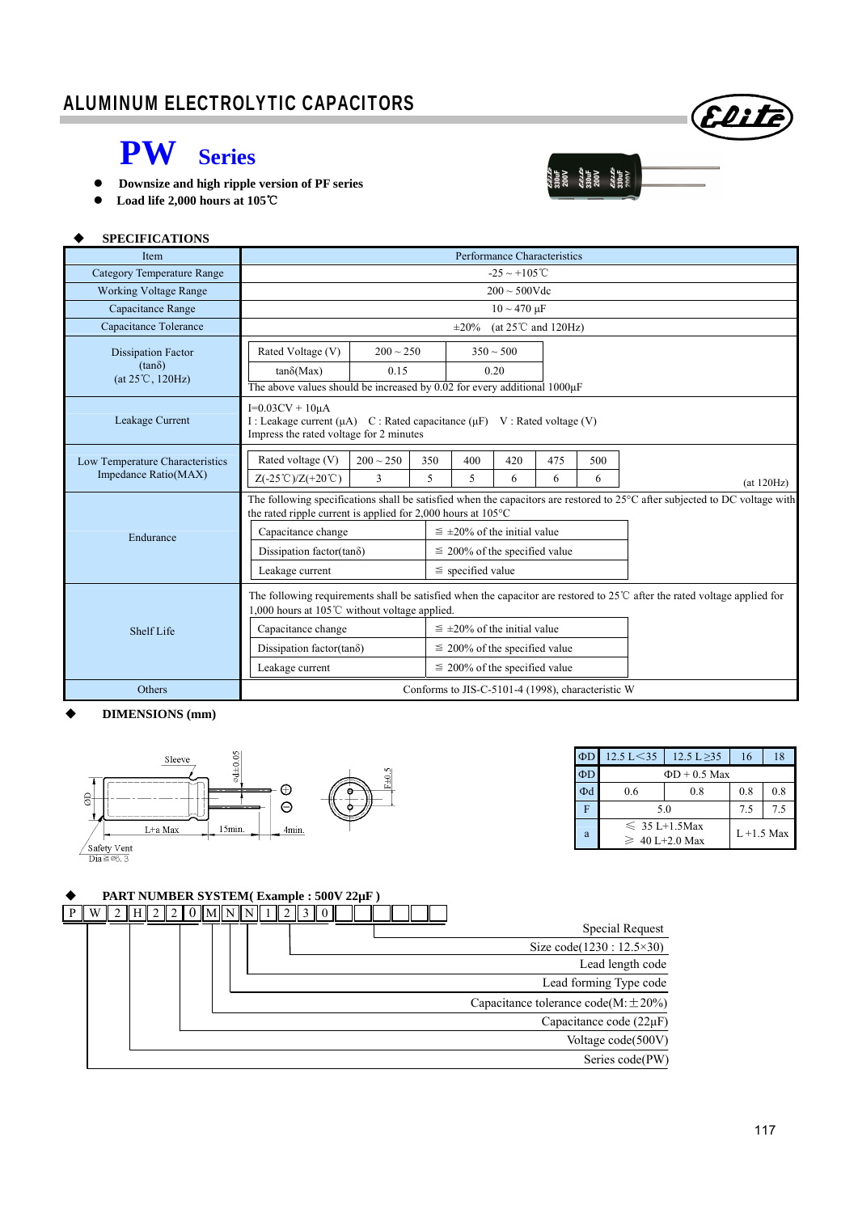# ALUMINUM ELECTROLYTIC CAPACITORS

## PW Series

- Downsize and high ripple version of PF series
- Load life 2,000 hours at 105℃

### SPECIFICATIONS

| Item | Performance Characteristics |
|---|---|
| Category Temperature Range | -25 ~ +105℃ |
| Working Voltage Range | 200 ~ 500Vdc |
| Capacitance Range | 10 ~ 470 μF |
| Capacitance Tolerance | ±20% (at 25℃ and 120Hz) |
| Dissipation Factor (tanδ) (at 25℃, 120Hz) | Rated Voltage (V): 200 ~ 250 / 350 ~ 500; tanδ(Max): 0.15 / 0.20. The above values should be increased by 0.02 for every additional 1000μF |
| Leakage Current | I=0.03CV + 10μA<br>I : Leakage current (μA) C : Rated capacitance (μF) V : Rated voltage (V)<br>Impress the rated voltage for 2 minutes |
| Low Temperature Characteristics Impedance Ratio(MAX) | Rated voltage (V): 200 ~ 250 / 350 / 400 / 420 / 475 / 500; Z(-25℃)/Z(+20℃): 3 / 5 / 5 / 6 / 6 / 6 (at 120Hz) |
| Endurance | The following specifications shall be satisfied when the capacitors are restored to 25°C after subjected to DC voltage with the rated ripple current is applied for 2,000 hours at 105°C<br>Capacitance change: ≦ ±20% of the initial value<br>Dissipation factor(tanδ): ≦ 200% of the specified value<br>Leakage current: ≦ specified value |
| Shelf Life | The following requirements shall be satisfied when the capacitor are restored to 25℃ after the rated voltage applied for 1,000 hours at 105℃ without voltage applied.<br>Capacitance change: ≦ ±20% of the initial value<br>Dissipation factor(tanδ): ≦ 200% of the specified value<br>Leakage current: ≦ 200% of the specified value |
| Others | Conforms to JIS-C-5101-4 (1998), characteristic W |

### DIMENSIONS (mm)

Sleeve, ΦD, Φd±0.05, L+a Max, 15min., 4min., F±0.5, Safety Vent Dia≧Φ6.3

| ΦD | 12.5 L<35 | 12.5 L≥35 | 16 | 18 |
|---|---|---|---|---|
| ΦD | ΦD + 0.5 Max | | | |
| Φd | 0.6 | 0.8 | 0.8 | 0.8 |
| F | 5.0 | | 7.5 | 7.5 |
| a | ≤ 35 L+1.5Max<br>≥ 40 L+2.0 Max | | L +1.5 Max | |

### PART NUMBER SYSTEM( Example : 500V 22μF )

P W 2 H 2 2 0 M N N 1 2 3 0 _ _ _ _ _ _

- Special Request
- Size code(1230 : 12.5×30)
- Lead length code
- Lead forming Type code
- Capacitance tolerance code(M: ±20%)
- Capacitance code (22μF)
- Voltage code(500V)
- Series code(PW)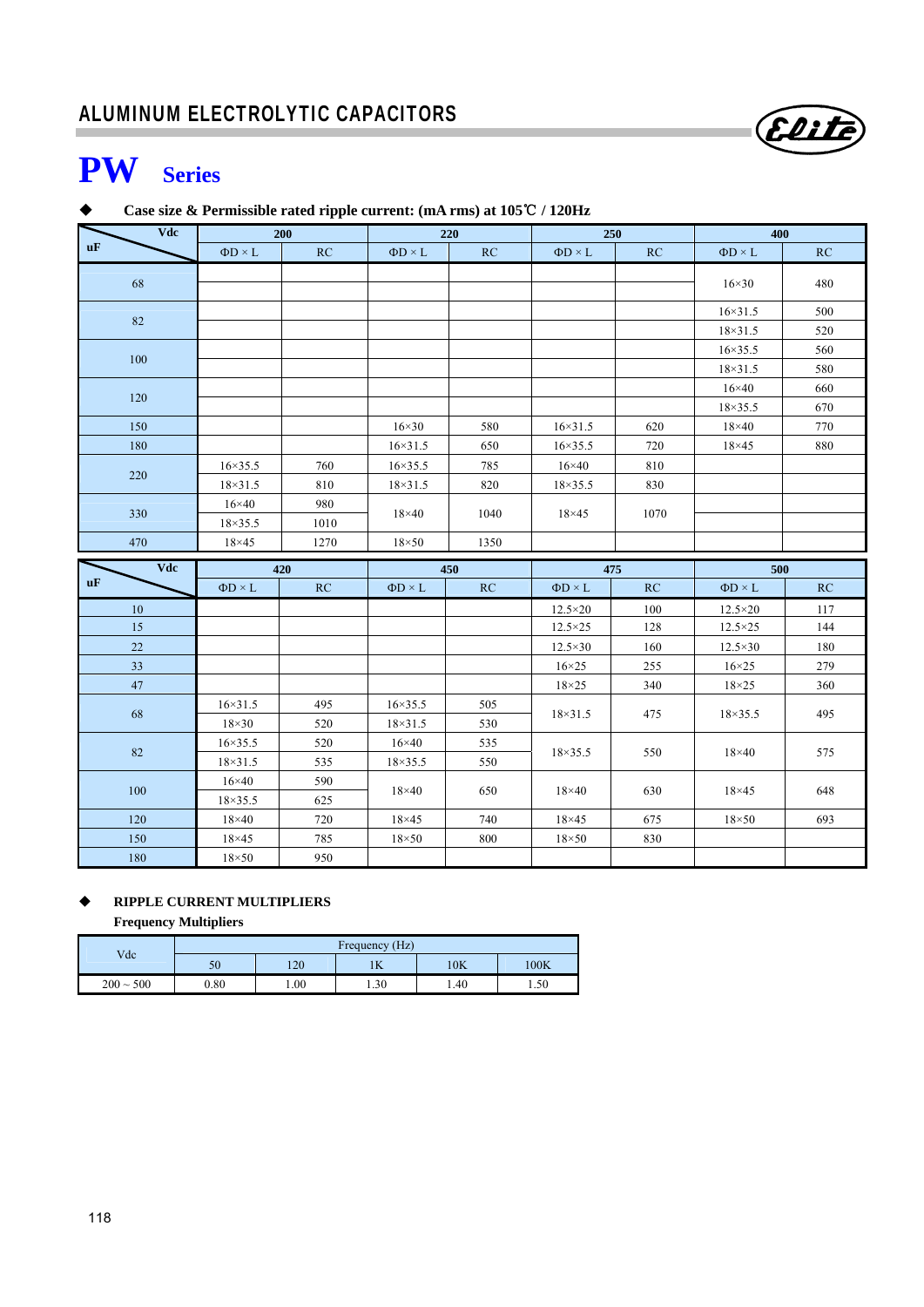# ALUMINUM ELECTROLYTIC CAPACITORS

# PW Series

◆ **Case size & Permissible rated ripple current: (mA rms) at 105℃ / 120Hz**

| uF \ Vdc | 200 | | 220 | | 250 | | 400 | |
|---|---|---|---|---|---|---|---|---|
| | ΦD × L | RC | ΦD × L | RC | ΦD × L | RC | ΦD × L | RC |
| 68 | | | | | | | 16×30 | 480 |
| 82 | | | | | | | 16×31.5 | 500 |
| | | | | | | | 18×31.5 | 520 |
| 100 | | | | | | | 16×35.5 | 560 |
| | | | | | | | 18×31.5 | 580 |
| 120 | | | | | | | 16×40 | 660 |
| | | | | | | | 18×35.5 | 670 |
| 150 | | | 16×30 | 580 | 16×31.5 | 620 | 18×40 | 770 |
| 180 | | | 16×31.5 | 650 | 16×35.5 | 720 | 18×45 | 880 |
| 220 | 16×35.5 | 760 | 16×35.5 | 785 | 16×40 | 810 | | |
| | 18×31.5 | 810 | 18×31.5 | 820 | 18×35.5 | 830 | | |
| 330 | 16×40 | 980 | 18×40 | 1040 | 18×45 | 1070 | | |
| | 18×35.5 | 1010 | | | | | | |
| 470 | 18×45 | 1270 | 18×50 | 1350 | | | | |

| uF \ Vdc | 420 | | 450 | | 475 | | 500 | |
|---|---|---|---|---|---|---|---|---|
| | ΦD × L | RC | ΦD × L | RC | ΦD × L | RC | ΦD × L | RC |
| 10 | | | | | 12.5×20 | 100 | 12.5×20 | 117 |
| 15 | | | | | 12.5×25 | 128 | 12.5×25 | 144 |
| 22 | | | | | 12.5×30 | 160 | 12.5×30 | 180 |
| 33 | | | | | 16×25 | 255 | 16×25 | 279 |
| 47 | | | | | 18×25 | 340 | 18×25 | 360 |
| 68 | 16×31.5 | 495 | 16×35.5 | 505 | 18×31.5 | 475 | 18×35.5 | 495 |
| | 18×30 | 520 | 18×31.5 | 530 | | | | |
| 82 | 16×35.5 | 520 | 16×40 | 535 | 18×35.5 | 550 | 18×40 | 575 |
| | 18×31.5 | 535 | 18×35.5 | 550 | | | | |
| 100 | 16×40 | 590 | 18×40 | 650 | 18×40 | 630 | 18×45 | 648 |
| | 18×35.5 | 625 | | | | | | |
| 120 | 18×40 | 720 | 18×45 | 740 | 18×45 | 675 | 18×50 | 693 |
| 150 | 18×45 | 785 | 18×50 | 800 | 18×50 | 830 | | |
| 180 | 18×50 | 950 | | | | | | |

◆ **RIPPLE CURRENT MULTIPLIERS**

**Frequency Multipliers**

| Vdc | Frequency (Hz) | | | | |
|---|---|---|---|---|---|
| | 50 | 120 | 1K | 10K | 100K |
| 200 ~ 500 | 0.80 | 1.00 | 1.30 | 1.40 | 1.50 |